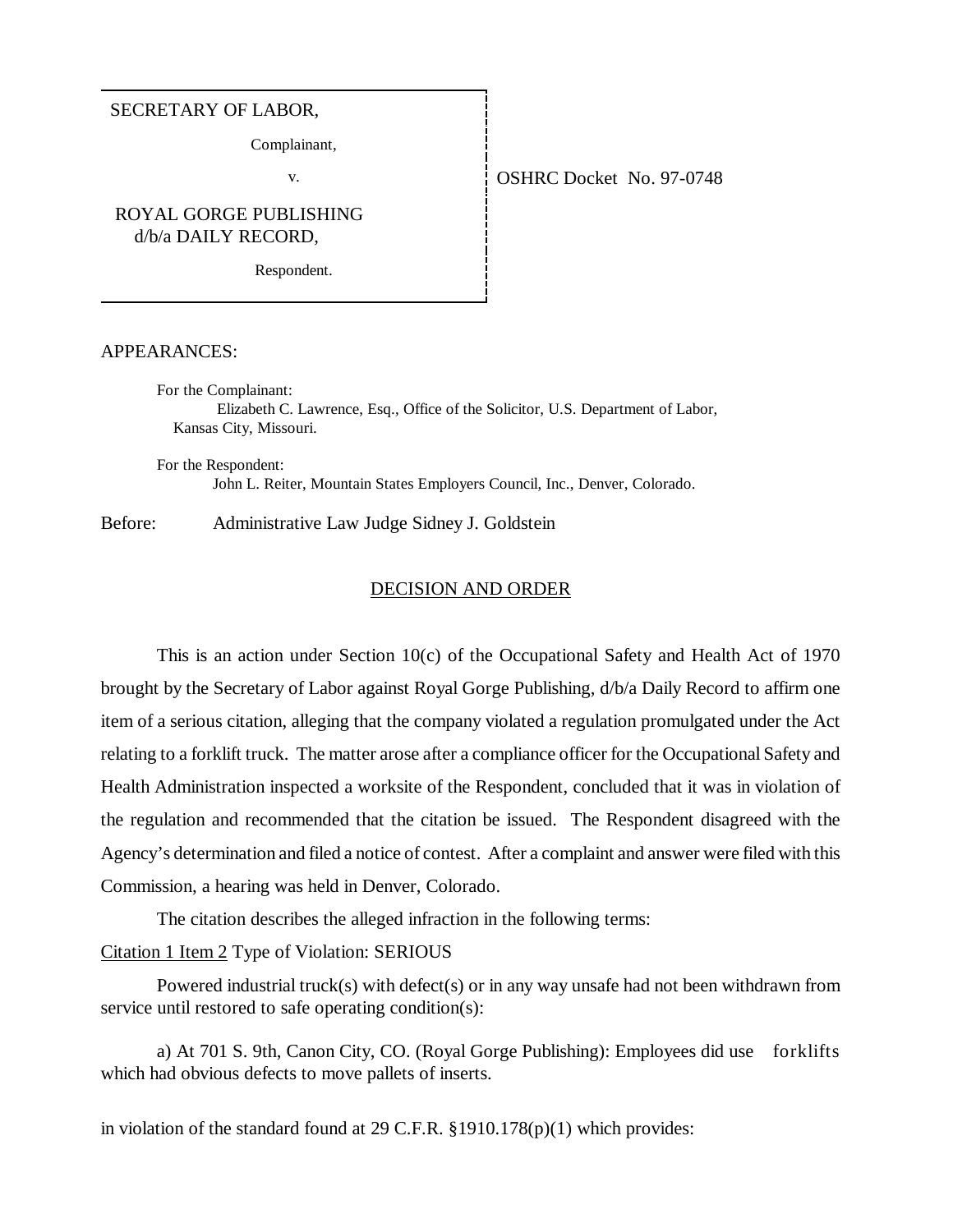SECRETARY OF LABOR,

Complainant,

v.

ROYAL GORGE PUBLISHING
d/b/a DAILY RECORD,

Respondent.

OSHRC Docket No. 97-0748

APPEARANCES:

For the Complainant:
Elizabeth C. Lawrence, Esq., Office of the Solicitor, U.S. Department of Labor, Kansas City, Missouri.

For the Respondent:
John L. Reiter, Mountain States Employers Council, Inc., Denver, Colorado.

Before: Administrative Law Judge Sidney J. Goldstein

## DECISION AND ORDER

This is an action under Section 10(c) of the Occupational Safety and Health Act of 1970 brought by the Secretary of Labor against Royal Gorge Publishing, d/b/a Daily Record to affirm one item of a serious citation, alleging that the company violated a regulation promulgated under the Act relating to a forklift truck. The matter arose after a compliance officer for the Occupational Safety and Health Administration inspected a worksite of the Respondent, concluded that it was in violation of the regulation and recommended that the citation be issued. The Respondent disagreed with the Agency's determination and filed a notice of contest. After a complaint and answer were filed with this Commission, a hearing was held in Denver, Colorado.

The citation describes the alleged infraction in the following terms:

Citation 1 Item 2 Type of Violation: SERIOUS

Powered industrial truck(s) with defect(s) or in any way unsafe had not been withdrawn from service until restored to safe operating condition(s):

a) At 701 S. 9th, Canon City, CO. (Royal Gorge Publishing): Employees did use forklifts which had obvious defects to move pallets of inserts.

in violation of the standard found at 29 C.F.R. §1910.178(p)(1) which provides: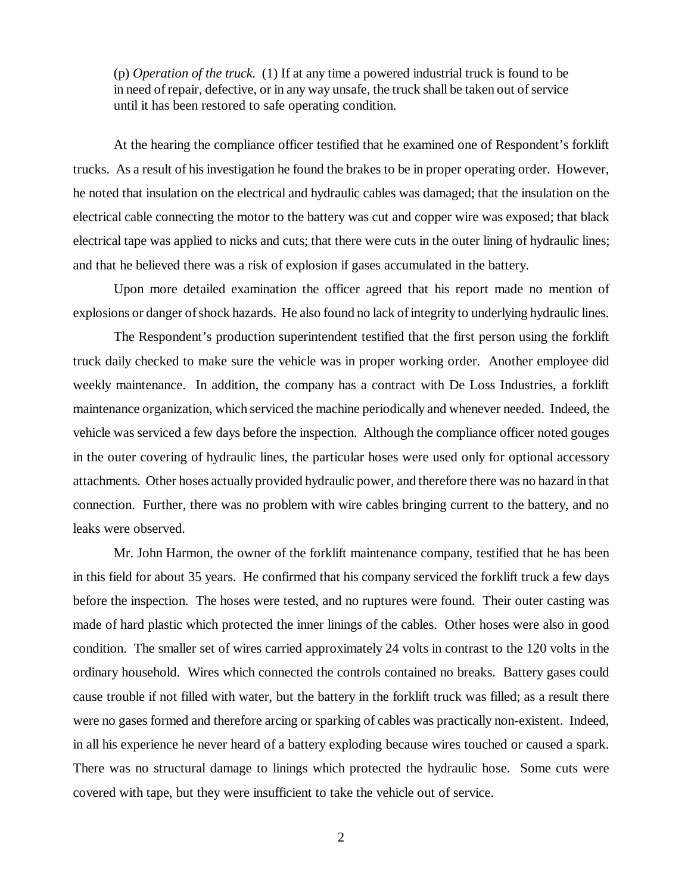(p) *Operation of the truck.* (1) If at any time a powered industrial truck is found to be in need of repair, defective, or in any way unsafe, the truck shall be taken out of service until it has been restored to safe operating condition.

At the hearing the compliance officer testified that he examined one of Respondent's forklift trucks. As a result of his investigation he found the brakes to be in proper operating order. However, he noted that insulation on the electrical and hydraulic cables was damaged; that the insulation on the electrical cable connecting the motor to the battery was cut and copper wire was exposed; that black electrical tape was applied to nicks and cuts; that there were cuts in the outer lining of hydraulic lines; and that he believed there was a risk of explosion if gases accumulated in the battery.

Upon more detailed examination the officer agreed that his report made no mention of explosions or danger of shock hazards. He also found no lack of integrity to underlying hydraulic lines.

The Respondent's production superintendent testified that the first person using the forklift truck daily checked to make sure the vehicle was in proper working order. Another employee did weekly maintenance. In addition, the company has a contract with De Loss Industries, a forklift maintenance organization, which serviced the machine periodically and whenever needed. Indeed, the vehicle was serviced a few days before the inspection. Although the compliance officer noted gouges in the outer covering of hydraulic lines, the particular hoses were used only for optional accessory attachments. Other hoses actually provided hydraulic power, and therefore there was no hazard in that connection. Further, there was no problem with wire cables bringing current to the battery, and no leaks were observed.

Mr. John Harmon, the owner of the forklift maintenance company, testified that he has been in this field for about 35 years. He confirmed that his company serviced the forklift truck a few days before the inspection. The hoses were tested, and no ruptures were found. Their outer casting was made of hard plastic which protected the inner linings of the cables. Other hoses were also in good condition. The smaller set of wires carried approximately 24 volts in contrast to the 120 volts in the ordinary household. Wires which connected the controls contained no breaks. Battery gases could cause trouble if not filled with water, but the battery in the forklift truck was filled; as a result there were no gases formed and therefore arcing or sparking of cables was practically non-existent. Indeed, in all his experience he never heard of a battery exploding because wires touched or caused a spark. There was no structural damage to linings which protected the hydraulic hose. Some cuts were covered with tape, but they were insufficient to take the vehicle out of service.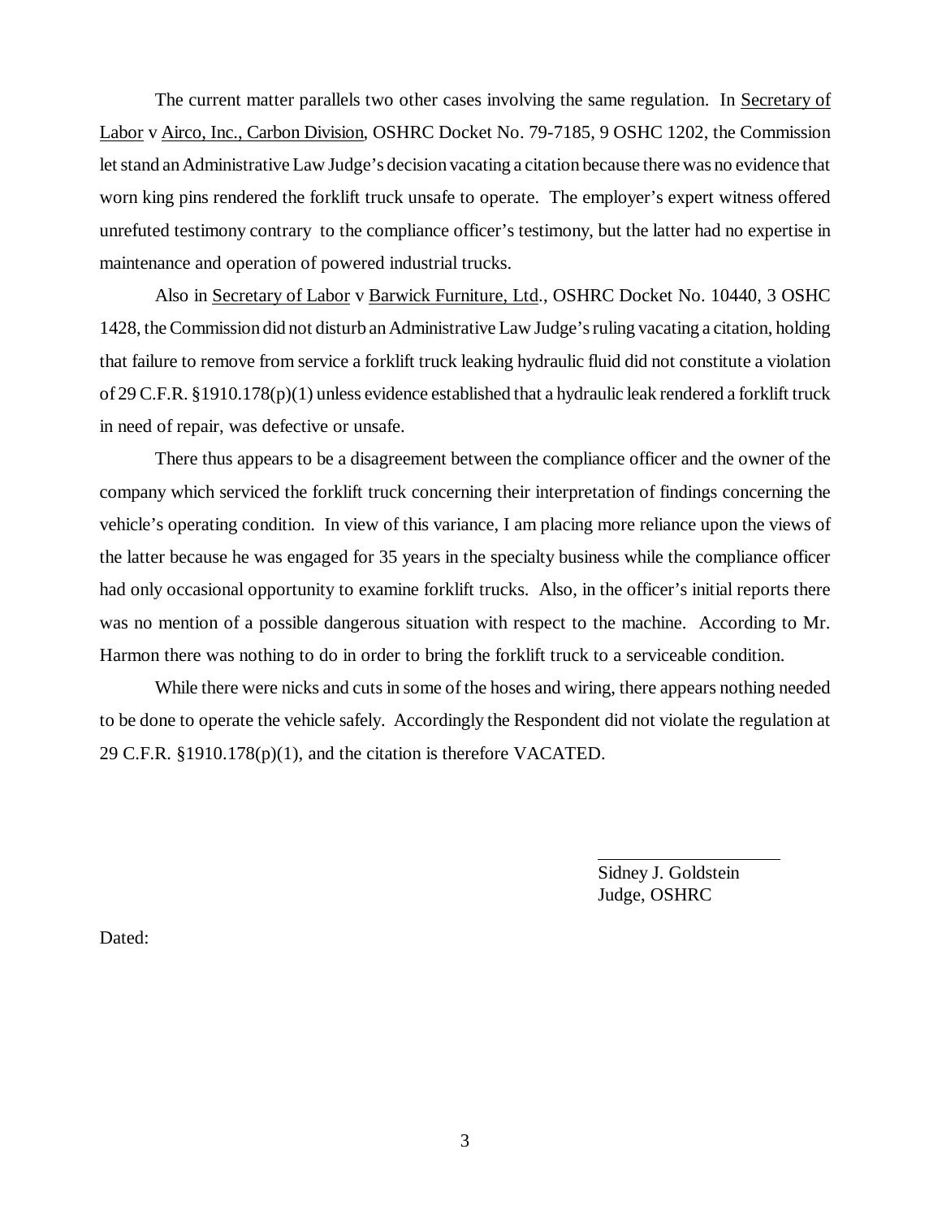The current matter parallels two other cases involving the same regulation. In Secretary of Labor v Airco, Inc., Carbon Division, OSHRC Docket No. 79-7185, 9 OSHC 1202, the Commission let stand an Administrative Law Judge's decision vacating a citation because there was no evidence that worn king pins rendered the forklift truck unsafe to operate. The employer's expert witness offered unrefuted testimony contrary to the compliance officer's testimony, but the latter had no expertise in maintenance and operation of powered industrial trucks.

Also in Secretary of Labor v Barwick Furniture, Ltd., OSHRC Docket No. 10440, 3 OSHC 1428, the Commission did not disturb an Administrative Law Judge's ruling vacating a citation, holding that failure to remove from service a forklift truck leaking hydraulic fluid did not constitute a violation of 29 C.F.R. §1910.178(p)(1) unless evidence established that a hydraulic leak rendered a forklift truck in need of repair, was defective or unsafe.

There thus appears to be a disagreement between the compliance officer and the owner of the company which serviced the forklift truck concerning their interpretation of findings concerning the vehicle's operating condition. In view of this variance, I am placing more reliance upon the views of the latter because he was engaged for 35 years in the specialty business while the compliance officer had only occasional opportunity to examine forklift trucks. Also, in the officer's initial reports there was no mention of a possible dangerous situation with respect to the machine. According to Mr. Harmon there was nothing to do in order to bring the forklift truck to a serviceable condition.

While there were nicks and cuts in some of the hoses and wiring, there appears nothing needed to be done to operate the vehicle safely. Accordingly the Respondent did not violate the regulation at 29 C.F.R. §1910.178(p)(1), and the citation is therefore VACATED.

Sidney J. Goldstein
Judge, OSHRC

Dated: